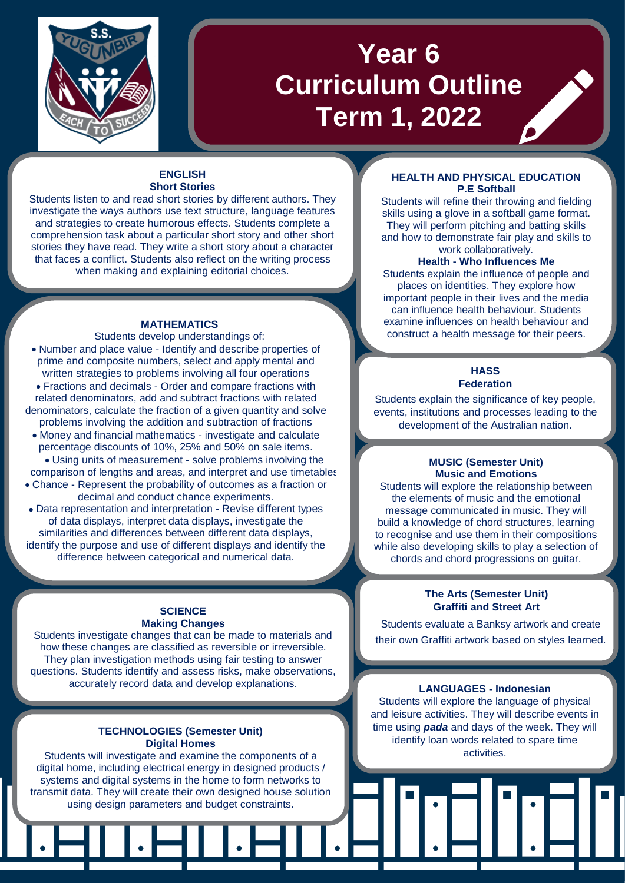# Year 6 Curriculum Outline Term 1, 2022

## ENGLISH
### Short Stories

Students listen to and read short stories by different authors. They investigate the ways authors use text structure, language features and strategies to create humorous effects. Students complete a comprehension task about a particular short story and other short stories they have read. They write a short story about a character that faces a conflict. Students also reflect on the writing process when making and explaining editorial choices.

## MATHEMATICS

Students develop understandings of:

- Number and place value - Identify and describe properties of prime and composite numbers, select and apply mental and written strategies to problems involving all four operations
- Fractions and decimals - Order and compare fractions with related denominators, add and subtract fractions with related denominators, calculate the fraction of a given quantity and solve problems involving the addition and subtraction of fractions
- Money and financial mathematics - investigate and calculate percentage discounts of 10%, 25% and 50% on sale items.
- Using units of measurement - solve problems involving the comparison of lengths and areas, and interpret and use timetables
- Chance - Represent the probability of outcomes as a fraction or decimal and conduct chance experiments.
- Data representation and interpretation - Revise different types of data displays, interpret data displays, investigate the similarities and differences between different data displays, identify the purpose and use of different displays and identify the difference between categorical and numerical data.

## SCIENCE
### Making Changes

Students investigate changes that can be made to materials and how these changes are classified as reversible or irreversible. They plan investigation methods using fair testing to answer questions. Students identify and assess risks, make observations, accurately record data and develop explanations.

## TECHNOLOGIES (Semester Unit)
### Digital Homes

Students will investigate and examine the components of a digital home, including electrical energy in designed products / systems and digital systems in the home to form networks to transmit data. They will create their own designed house solution using design parameters and budget constraints.

## HEALTH AND PHYSICAL EDUCATION
### P.E Softball

Students will refine their throwing and fielding skills using a glove in a softball game format. They will perform pitching and batting skills and how to demonstrate fair play and skills to work collaboratively.

### Health - Who Influences Me

Students explain the influence of people and places on identities. They explore how important people in their lives and the media can influence health behaviour. Students examine influences on health behaviour and construct a health message for their peers.

## HASS
### Federation

Students explain the significance of key people, events, institutions and processes leading to the development of the Australian nation.

## MUSIC (Semester Unit)
### Music and Emotions

Students will explore the relationship between the elements of music and the emotional message communicated in music. They will build a knowledge of chord structures, learning to recognise and use them in their compositions while also developing skills to play a selection of chords and chord progressions on guitar.

## The Arts (Semester Unit)
### Graffiti and Street Art

Students evaluate a Banksy artwork and create their own Graffiti artwork based on styles learned.

## LANGUAGES - Indonesian

Students will explore the language of physical and leisure activities. They will describe events in time using ***pada*** and days of the week. They will identify loan words related to spare time activities.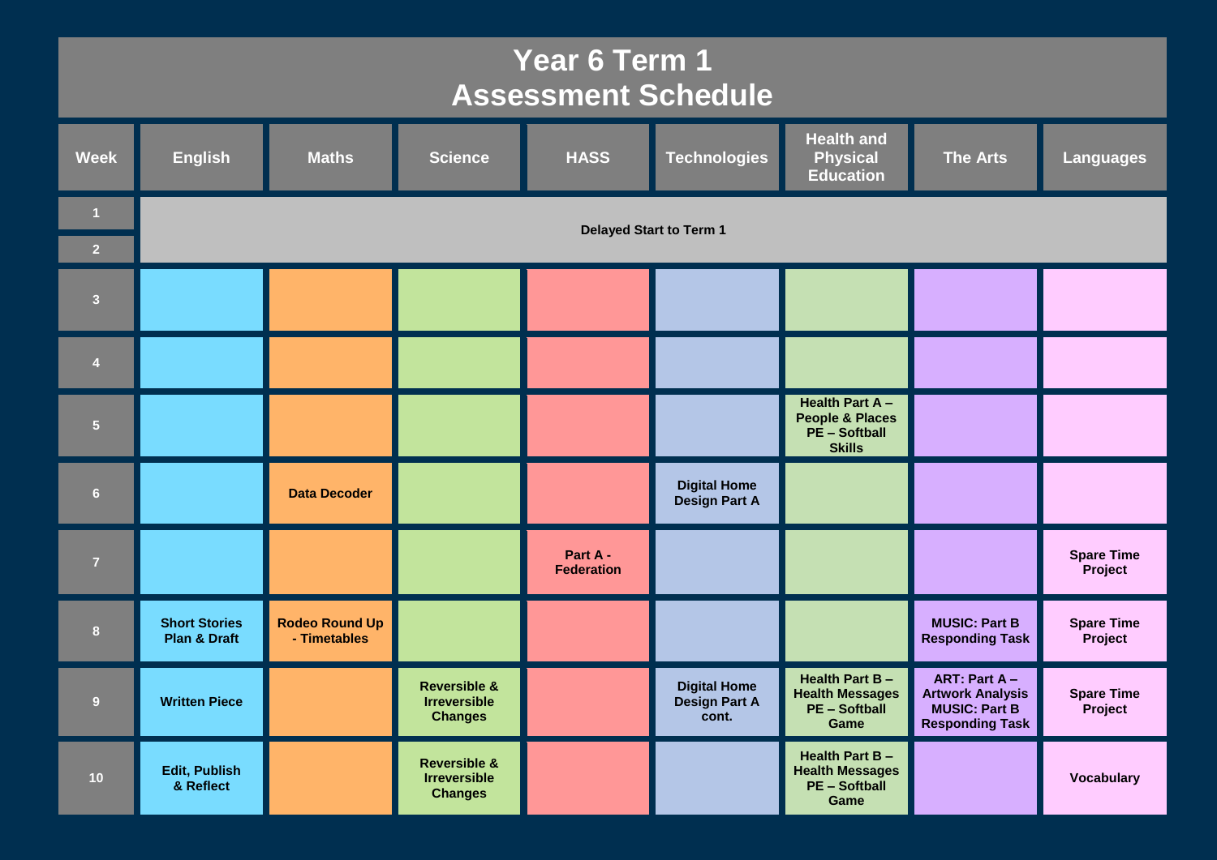# Year 6 Term 1 Assessment Schedule

| Week | English | Maths | Science | HASS | Technologies | Health and Physical Education | The Arts | Languages |
|---|---|---|---|---|---|---|---|---|
| 1 | Delayed Start to Term 1 | | | | | | | |
| 2 | | | | | | | | |
| 3 | | | | | | | | |
| 4 | | | | | | | | |
| 5 | | | | | | Health Part A – People & Places PE – Softball Skills | | |
| 6 | | Data Decoder | | | Digital Home Design Part A | | | |
| 7 | | | | Part A - Federation | | | | Spare Time Project |
| 8 | Short Stories Plan & Draft | Rodeo Round Up - Timetables | | | | | MUSIC: Part B Responding Task | Spare Time Project |
| 9 | Written Piece | | Reversible & Irreversible Changes | | Digital Home Design Part A cont. | Health Part B – Health Messages PE – Softball Game | ART: Part A – Artwork Analysis MUSIC: Part B Responding Task | Spare Time Project |
| 10 | Edit, Publish & Reflect | | Reversible & Irreversible Changes | | | Health Part B – Health Messages PE – Softball Game | | Vocabulary |